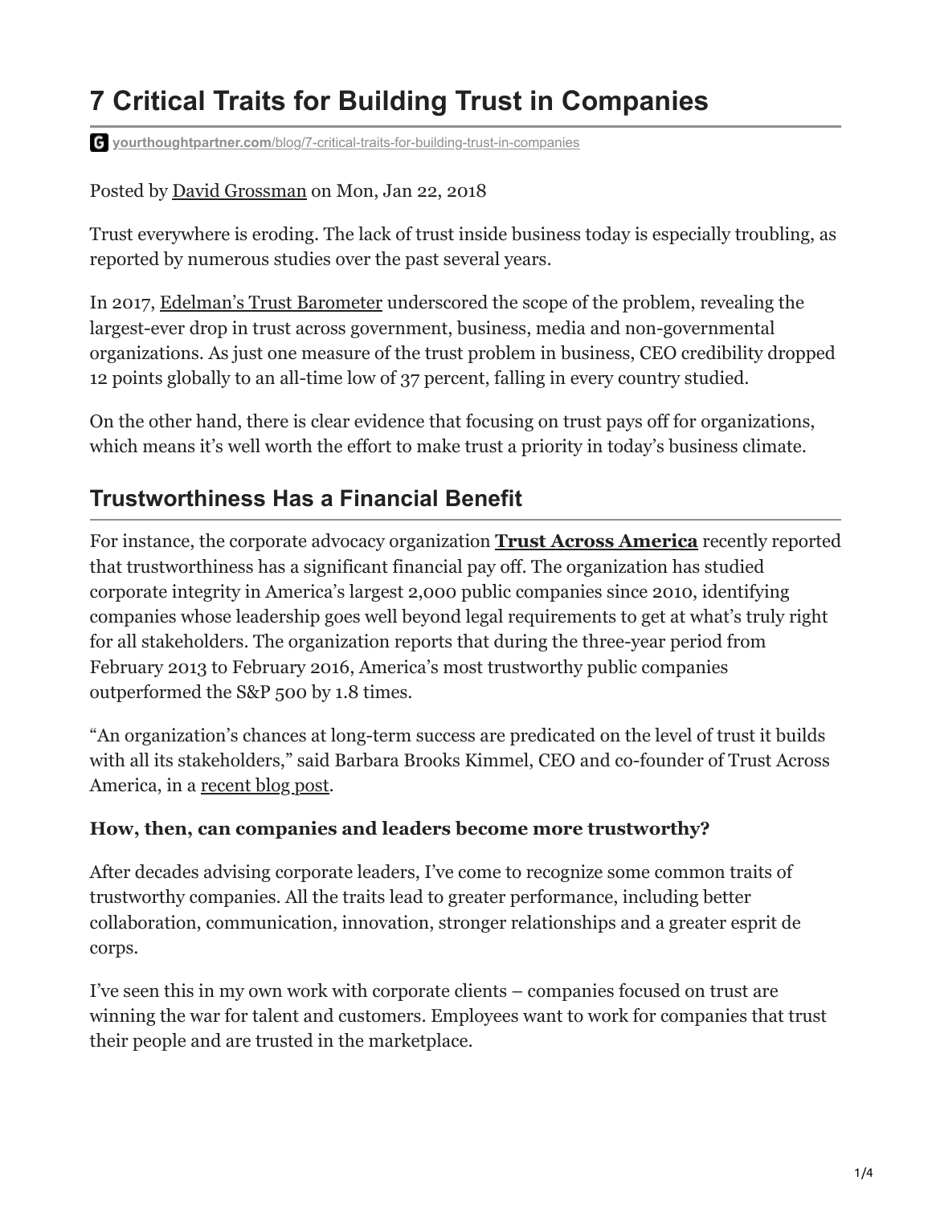# 7 Critical Traits for Building Trust in Companies

yourthoughtpartner.com/blog/7-critical-traits-for-building-trust-in-companies

Posted by David Grossman on Mon, Jan 22, 2018

Trust everywhere is eroding. The lack of trust inside business today is especially troubling, as reported by numerous studies over the past several years.

In 2017, Edelman's Trust Barometer underscored the scope of the problem, revealing the largest-ever drop in trust across government, business, media and non-governmental organizations. As just one measure of the trust problem in business, CEO credibility dropped 12 points globally to an all-time low of 37 percent, falling in every country studied.

On the other hand, there is clear evidence that focusing on trust pays off for organizations, which means it's well worth the effort to make trust a priority in today's business climate.

## Trustworthiness Has a Financial Benefit

For instance, the corporate advocacy organization **Trust Across America** recently reported that trustworthiness has a significant financial pay off. The organization has studied corporate integrity in America's largest 2,000 public companies since 2010, identifying companies whose leadership goes well beyond legal requirements to get at what's truly right for all stakeholders. The organization reports that during the three-year period from February 2013 to February 2016, America's most trustworthy public companies outperformed the S&P 500 by 1.8 times.

"An organization's chances at long-term success are predicated on the level of trust it builds with all its stakeholders," said Barbara Brooks Kimmel, CEO and co-founder of Trust Across America, in a recent blog post.

**How, then, can companies and leaders become more trustworthy?**

After decades advising corporate leaders, I've come to recognize some common traits of trustworthy companies. All the traits lead to greater performance, including better collaboration, communication, innovation, stronger relationships and a greater esprit de corps.

I've seen this in my own work with corporate clients – companies focused on trust are winning the war for talent and customers. Employees want to work for companies that trust their people and are trusted in the marketplace.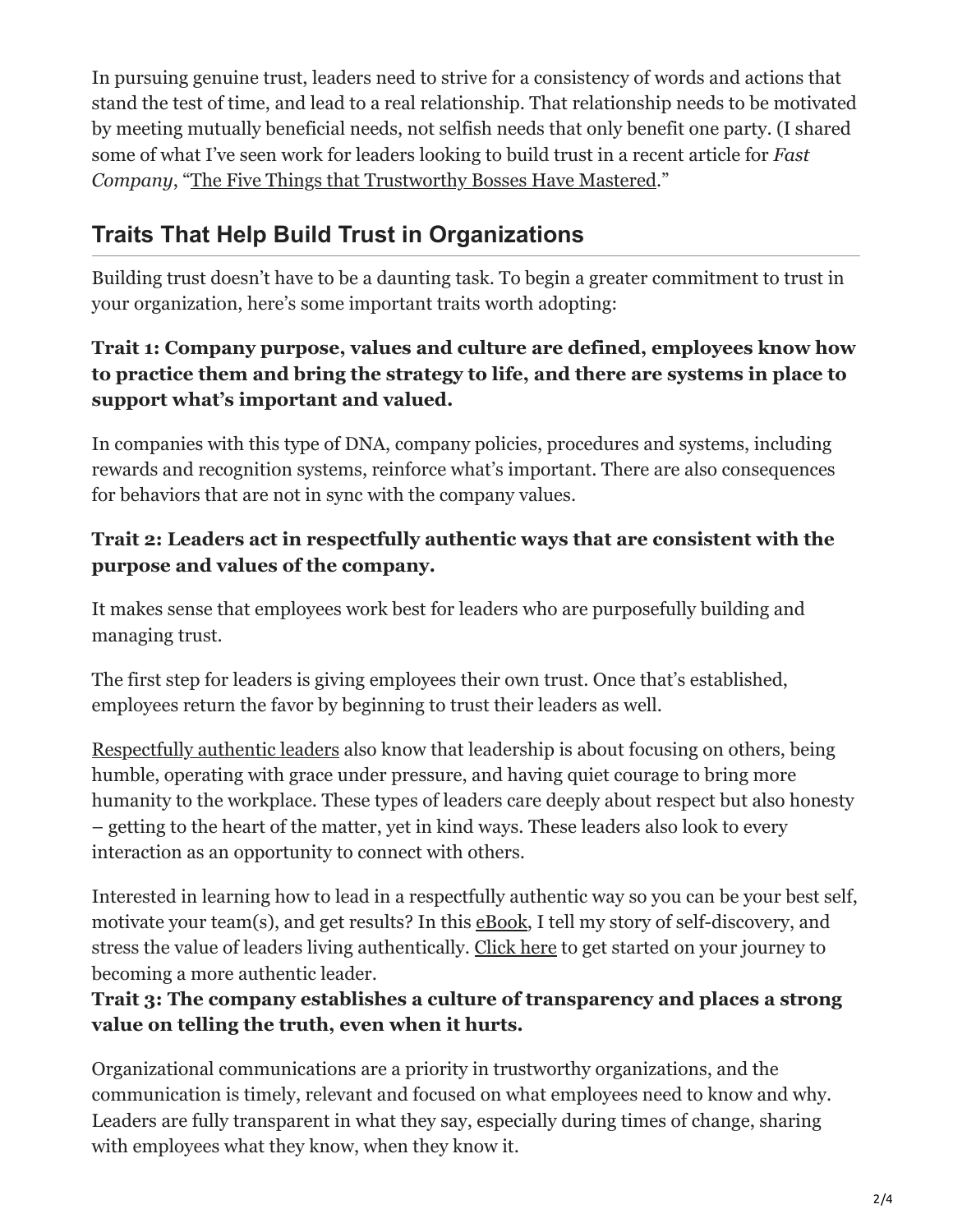In pursuing genuine trust, leaders need to strive for a consistency of words and actions that stand the test of time, and lead to a real relationship. That relationship needs to be motivated by meeting mutually beneficial needs, not selfish needs that only benefit one party. (I shared some of what I've seen work for leaders looking to build trust in a recent article for *Fast Company*, "The Five Things that Trustworthy Bosses Have Mastered."

## Traits That Help Build Trust in Organizations

Building trust doesn't have to be a daunting task. To begin a greater commitment to trust in your organization, here's some important traits worth adopting:

**Trait 1: Company purpose, values and culture are defined, employees know how to practice them and bring the strategy to life, and there are systems in place to support what's important and valued.**

In companies with this type of DNA, company policies, procedures and systems, including rewards and recognition systems, reinforce what's important. There are also consequences for behaviors that are not in sync with the company values.

**Trait 2: Leaders act in respectfully authentic ways that are consistent with the purpose and values of the company.**

It makes sense that employees work best for leaders who are purposefully building and managing trust.

The first step for leaders is giving employees their own trust. Once that's established, employees return the favor by beginning to trust their leaders as well.

Respectfully authentic leaders also know that leadership is about focusing on others, being humble, operating with grace under pressure, and having quiet courage to bring more humanity to the workplace. These types of leaders care deeply about respect but also honesty – getting to the heart of the matter, yet in kind ways. These leaders also look to every interaction as an opportunity to connect with others.

Interested in learning how to lead in a respectfully authentic way so you can be your best self, motivate your team(s), and get results? In this eBook, I tell my story of self-discovery, and stress the value of leaders living authentically. Click here to get started on your journey to becoming a more authentic leader.

**Trait 3: The company establishes a culture of transparency and places a strong value on telling the truth, even when it hurts.**

Organizational communications are a priority in trustworthy organizations, and the communication is timely, relevant and focused on what employees need to know and why. Leaders are fully transparent in what they say, especially during times of change, sharing with employees what they know, when they know it.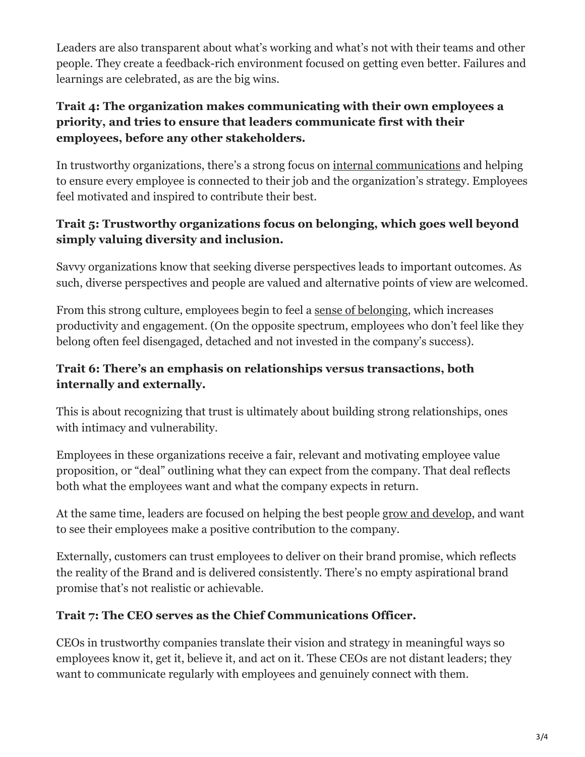Leaders are also transparent about what's working and what's not with their teams and other people. They create a feedback-rich environment focused on getting even better. Failures and learnings are celebrated, as are the big wins.

### Trait 4: The organization makes communicating with their own employees a priority, and tries to ensure that leaders communicate first with their employees, before any other stakeholders.

In trustworthy organizations, there's a strong focus on internal communications and helping to ensure every employee is connected to their job and the organization's strategy. Employees feel motivated and inspired to contribute their best.

### Trait 5: Trustworthy organizations focus on belonging, which goes well beyond simply valuing diversity and inclusion.

Savvy organizations know that seeking diverse perspectives leads to important outcomes. As such, diverse perspectives and people are valued and alternative points of view are welcomed.

From this strong culture, employees begin to feel a sense of belonging, which increases productivity and engagement. (On the opposite spectrum, employees who don't feel like they belong often feel disengaged, detached and not invested in the company's success).

### Trait 6: There's an emphasis on relationships versus transactions, both internally and externally.

This is about recognizing that trust is ultimately about building strong relationships, ones with intimacy and vulnerability.

Employees in these organizations receive a fair, relevant and motivating employee value proposition, or "deal" outlining what they can expect from the company. That deal reflects both what the employees want and what the company expects in return.

At the same time, leaders are focused on helping the best people grow and develop, and want to see their employees make a positive contribution to the company.

Externally, customers can trust employees to deliver on their brand promise, which reflects the reality of the Brand and is delivered consistently. There's no empty aspirational brand promise that's not realistic or achievable.

### Trait 7: The CEO serves as the Chief Communications Officer.

CEOs in trustworthy companies translate their vision and strategy in meaningful ways so employees know it, get it, believe it, and act on it. These CEOs are not distant leaders; they want to communicate regularly with employees and genuinely connect with them.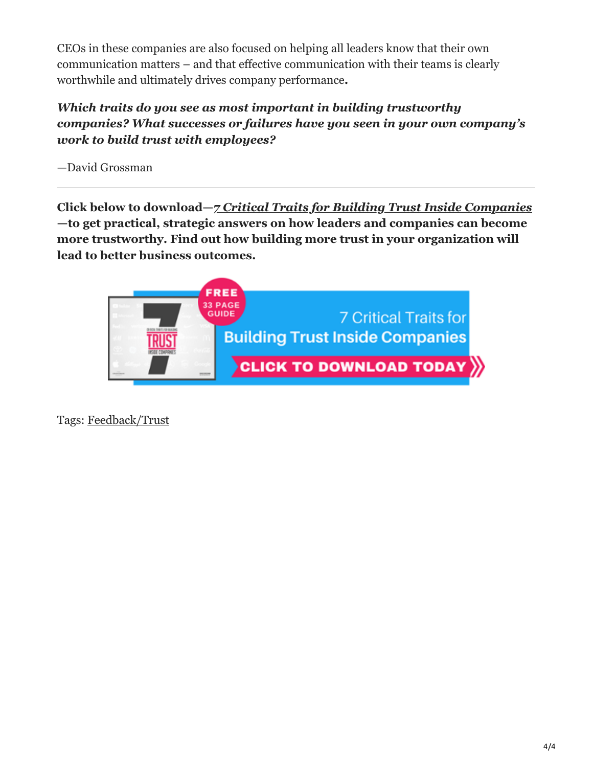CEOs in these companies are also focused on helping all leaders know that their own communication matters – and that effective communication with their teams is clearly worthwhile and ultimately drives company performance**.**

***Which traits do you see as most important in building trustworthy companies? What successes or failures have you seen in your own company's work to build trust with employees?***

—David Grossman

---

**Click below to download—*7 Critical Traits for Building Trust Inside Companies*—to get practical, strategic answers on how leaders and companies can become more trustworthy. Find out how building more trust in your organization will lead to better business outcomes.**

FREE 33 PAGE GUIDE

7 Critical Traits for Building Trust Inside Companies

CLICK TO DOWNLOAD TODAY

Tags: Feedback/Trust